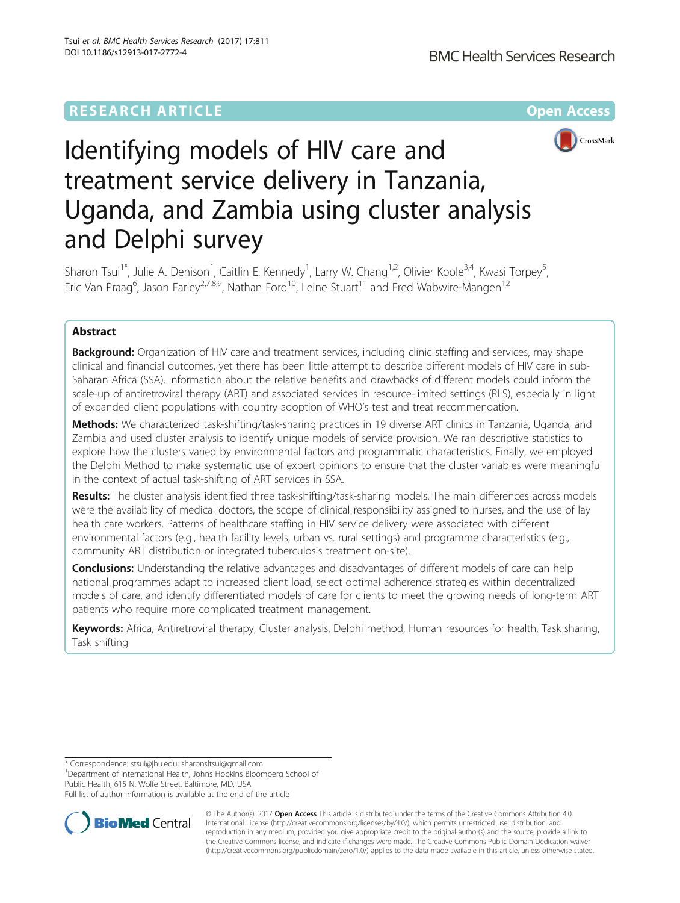RESEARCH ARTICLE

Open Access

# Identifying models of HIV care and treatment service delivery in Tanzania, Uganda, and Zambia using cluster analysis and Delphi survey

Sharon Tsui[1*], Julie A. Denison[1], Caitlin E. Kennedy[1], Larry W. Chang[1,2], Olivier Koole[3,4], Kwasi Torpey[5], Eric Van Praag[6], Jason Farley[2,7,8,9], Nathan Ford[10], Leine Stuart[11] and Fred Wabwire-Mangen[12]

## Abstract

**Background:** Organization of HIV care and treatment services, including clinic staffing and services, may shape clinical and financial outcomes, yet there has been little attempt to describe different models of HIV care in sub-Saharan Africa (SSA). Information about the relative benefits and drawbacks of different models could inform the scale-up of antiretroviral therapy (ART) and associated services in resource-limited settings (RLS), especially in light of expanded client populations with country adoption of WHO's test and treat recommendation.

**Methods:** We characterized task-shifting/task-sharing practices in 19 diverse ART clinics in Tanzania, Uganda, and Zambia and used cluster analysis to identify unique models of service provision. We ran descriptive statistics to explore how the clusters varied by environmental factors and programmatic characteristics. Finally, we employed the Delphi Method to make systematic use of expert opinions to ensure that the cluster variables were meaningful in the context of actual task-shifting of ART services in SSA.

**Results:** The cluster analysis identified three task-shifting/task-sharing models. The main differences across models were the availability of medical doctors, the scope of clinical responsibility assigned to nurses, and the use of lay health care workers. Patterns of healthcare staffing in HIV service delivery were associated with different environmental factors (e.g., health facility levels, urban vs. rural settings) and programme characteristics (e.g., community ART distribution or integrated tuberculosis treatment on-site).

**Conclusions:** Understanding the relative advantages and disadvantages of different models of care can help national programmes adapt to increased client load, select optimal adherence strategies within decentralized models of care, and identify differentiated models of care for clients to meet the growing needs of long-term ART patients who require more complicated treatment management.

**Keywords:** Africa, Antiretroviral therapy, Cluster analysis, Delphi method, Human resources for health, Task sharing, Task shifting

* Correspondence: stsui@jhu.edu; sharonsltsui@gmail.com
[1]Department of International Health, Johns Hopkins Bloomberg School of Public Health, 615 N. Wolfe Street, Baltimore, MD, USA
Full list of author information is available at the end of the article

© The Author(s). 2017 **Open Access** This article is distributed under the terms of the Creative Commons Attribution 4.0 International License (http://creativecommons.org/licenses/by/4.0/), which permits unrestricted use, distribution, and reproduction in any medium, provided you give appropriate credit to the original author(s) and the source, provide a link to the Creative Commons license, and indicate if changes were made. The Creative Commons Public Domain Dedication waiver (http://creativecommons.org/publicdomain/zero/1.0/) applies to the data made available in this article, unless otherwise stated.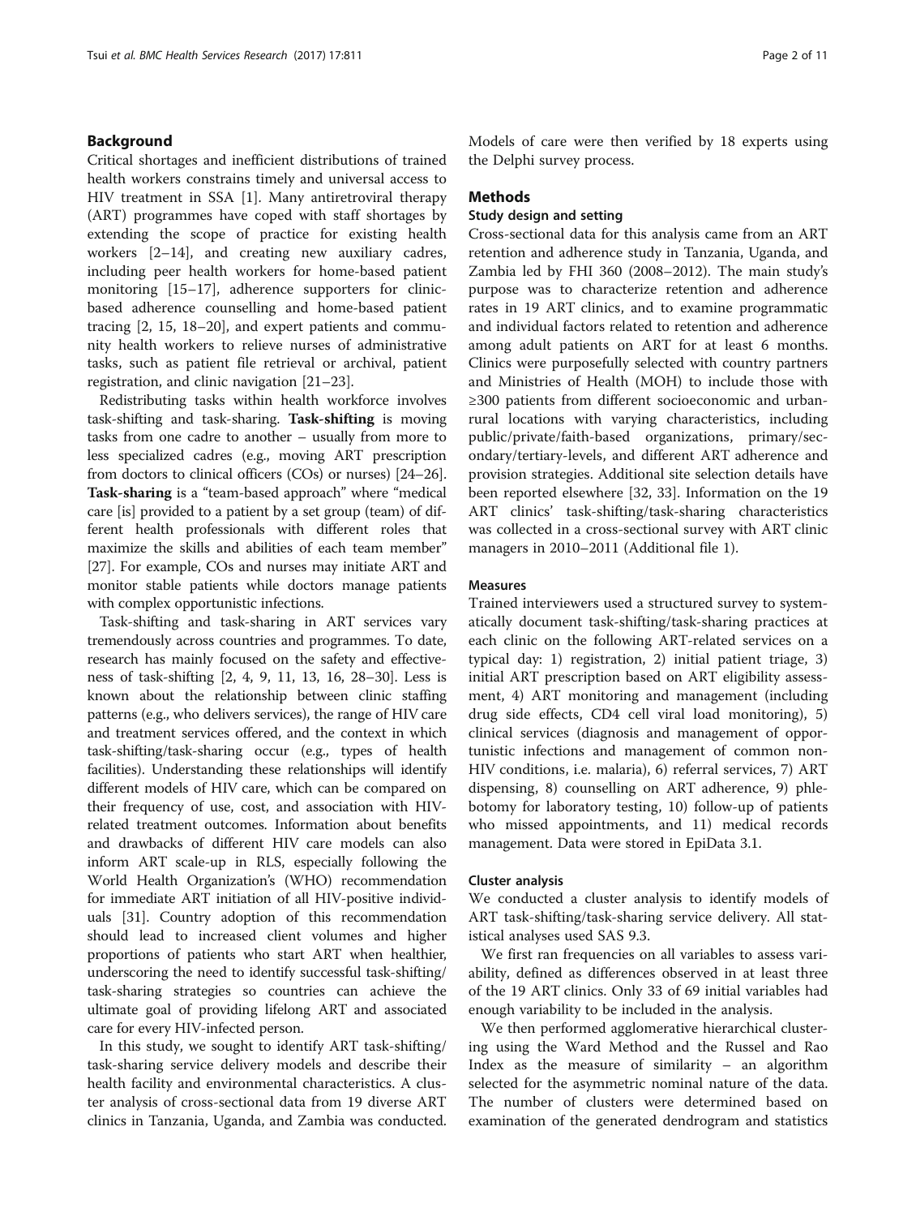## Background

Critical shortages and inefficient distributions of trained health workers constrains timely and universal access to HIV treatment in SSA [1]. Many antiretroviral therapy (ART) programmes have coped with staff shortages by extending the scope of practice for existing health workers [2–14], and creating new auxiliary cadres, including peer health workers for home-based patient monitoring [15–17], adherence supporters for clinic-based adherence counselling and home-based patient tracing [2, 15, 18–20], and expert patients and community health workers to relieve nurses of administrative tasks, such as patient file retrieval or archival, patient registration, and clinic navigation [21–23].

Redistributing tasks within health workforce involves task-shifting and task-sharing. **Task-shifting** is moving tasks from one cadre to another – usually from more to less specialized cadres (e.g., moving ART prescription from doctors to clinical officers (COs) or nurses) [24–26]. **Task-sharing** is a "team-based approach" where "medical care [is] provided to a patient by a set group (team) of different health professionals with different roles that maximize the skills and abilities of each team member" [27]. For example, COs and nurses may initiate ART and monitor stable patients while doctors manage patients with complex opportunistic infections.

Task-shifting and task-sharing in ART services vary tremendously across countries and programmes. To date, research has mainly focused on the safety and effectiveness of task-shifting [2, 4, 9, 11, 13, 16, 28–30]. Less is known about the relationship between clinic staffing patterns (e.g., who delivers services), the range of HIV care and treatment services offered, and the context in which task-shifting/task-sharing occur (e.g., types of health facilities). Understanding these relationships will identify different models of HIV care, which can be compared on their frequency of use, cost, and association with HIV-related treatment outcomes. Information about benefits and drawbacks of different HIV care models can also inform ART scale-up in RLS, especially following the World Health Organization's (WHO) recommendation for immediate ART initiation of all HIV-positive individuals [31]. Country adoption of this recommendation should lead to increased client volumes and higher proportions of patients who start ART when healthier, underscoring the need to identify successful task-shifting/task-sharing strategies so countries can achieve the ultimate goal of providing lifelong ART and associated care for every HIV-infected person.

In this study, we sought to identify ART task-shifting/task-sharing service delivery models and describe their health facility and environmental characteristics. A cluster analysis of cross-sectional data from 19 diverse ART clinics in Tanzania, Uganda, and Zambia was conducted. Models of care were then verified by 18 experts using the Delphi survey process.

## Methods

### Study design and setting

Cross-sectional data for this analysis came from an ART retention and adherence study in Tanzania, Uganda, and Zambia led by FHI 360 (2008–2012). The main study's purpose was to characterize retention and adherence rates in 19 ART clinics, and to examine programmatic and individual factors related to retention and adherence among adult patients on ART for at least 6 months. Clinics were purposefully selected with country partners and Ministries of Health (MOH) to include those with ≥300 patients from different socioeconomic and urban-rural locations with varying characteristics, including public/private/faith-based organizations, primary/secondary/tertiary-levels, and different ART adherence and provision strategies. Additional site selection details have been reported elsewhere [32, 33]. Information on the 19 ART clinics' task-shifting/task-sharing characteristics was collected in a cross-sectional survey with ART clinic managers in 2010–2011 (Additional file 1).

### Measures

Trained interviewers used a structured survey to systematically document task-shifting/task-sharing practices at each clinic on the following ART-related services on a typical day: 1) registration, 2) initial patient triage, 3) initial ART prescription based on ART eligibility assessment, 4) ART monitoring and management (including drug side effects, CD4 cell viral load monitoring), 5) clinical services (diagnosis and management of opportunistic infections and management of common non-HIV conditions, i.e. malaria), 6) referral services, 7) ART dispensing, 8) counselling on ART adherence, 9) phlebotomy for laboratory testing, 10) follow-up of patients who missed appointments, and 11) medical records management. Data were stored in EpiData 3.1.

### Cluster analysis

We conducted a cluster analysis to identify models of ART task-shifting/task-sharing service delivery. All statistical analyses used SAS 9.3.

We first ran frequencies on all variables to assess variability, defined as differences observed in at least three of the 19 ART clinics. Only 33 of 69 initial variables had enough variability to be included in the analysis.

We then performed agglomerative hierarchical clustering using the Ward Method and the Russel and Rao Index as the measure of similarity – an algorithm selected for the asymmetric nominal nature of the data. The number of clusters were determined based on examination of the generated dendrogram and statistics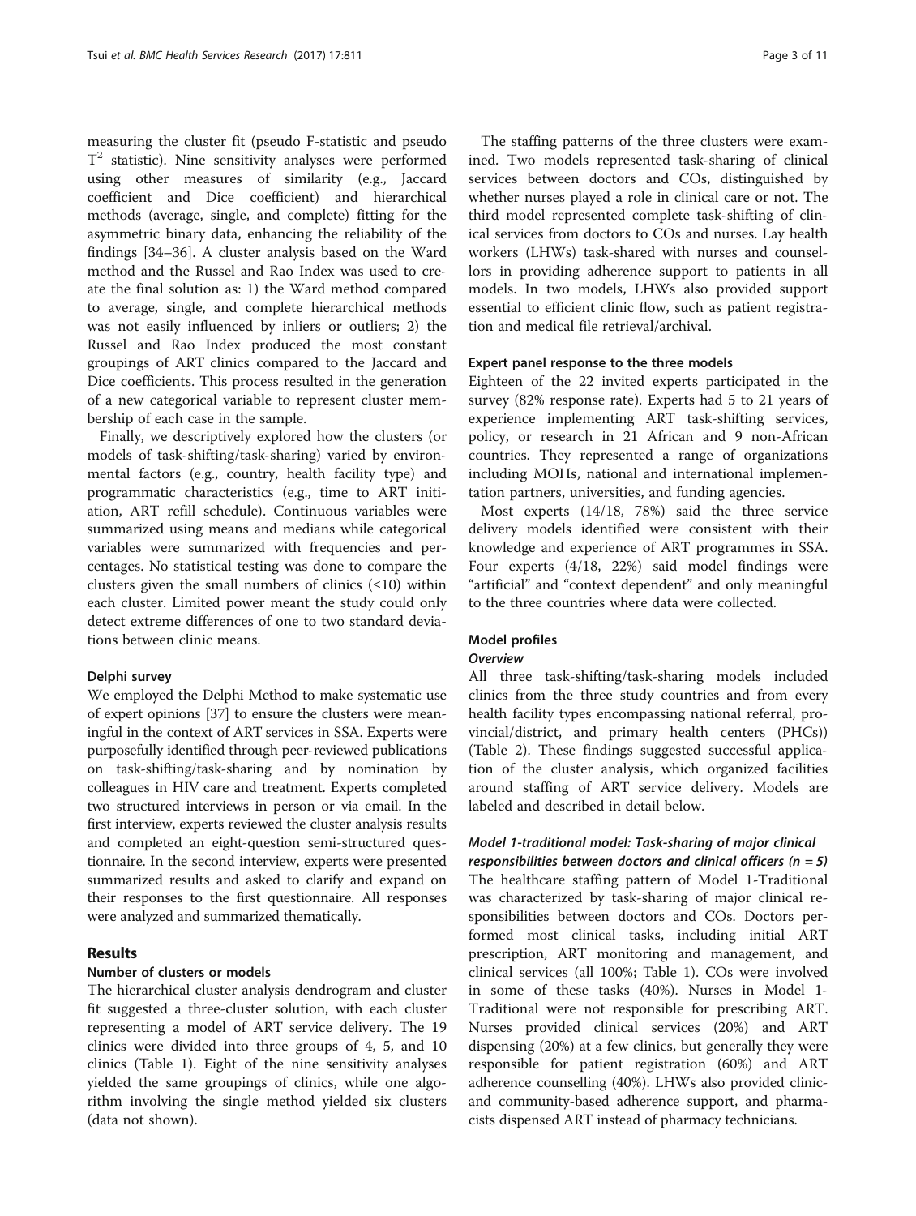measuring the cluster fit (pseudo F-statistic and pseudo $T^2$ statistic). Nine sensitivity analyses were performed using other measures of similarity (e.g., Jaccard coefficient and Dice coefficient) and hierarchical methods (average, single, and complete) fitting for the asymmetric binary data, enhancing the reliability of the findings [34–36]. A cluster analysis based on the Ward method and the Russel and Rao Index was used to create the final solution as: 1) the Ward method compared to average, single, and complete hierarchical methods was not easily influenced by inliers or outliers; 2) the Russel and Rao Index produced the most constant groupings of ART clinics compared to the Jaccard and Dice coefficients. This process resulted in the generation of a new categorical variable to represent cluster membership of each case in the sample.

Finally, we descriptively explored how the clusters (or models of task-shifting/task-sharing) varied by environmental factors (e.g., country, health facility type) and programmatic characteristics (e.g., time to ART initiation, ART refill schedule). Continuous variables were summarized using means and medians while categorical variables were summarized with frequencies and percentages. No statistical testing was done to compare the clusters given the small numbers of clinics (≤10) within each cluster. Limited power meant the study could only detect extreme differences of one to two standard deviations between clinic means.

### Delphi survey

We employed the Delphi Method to make systematic use of expert opinions [37] to ensure the clusters were meaningful in the context of ART services in SSA. Experts were purposefully identified through peer-reviewed publications on task-shifting/task-sharing and by nomination by colleagues in HIV care and treatment. Experts completed two structured interviews in person or via email. In the first interview, experts reviewed the cluster analysis results and completed an eight-question semi-structured questionnaire. In the second interview, experts were presented summarized results and asked to clarify and expand on their responses to the first questionnaire. All responses were analyzed and summarized thematically.

## Results

### Number of clusters or models

The hierarchical cluster analysis dendrogram and cluster fit suggested a three-cluster solution, with each cluster representing a model of ART service delivery. The 19 clinics were divided into three groups of 4, 5, and 10 clinics (Table 1). Eight of the nine sensitivity analyses yielded the same groupings of clinics, while one algorithm involving the single method yielded six clusters (data not shown).

The staffing patterns of the three clusters were examined. Two models represented task-sharing of clinical services between doctors and COs, distinguished by whether nurses played a role in clinical care or not. The third model represented complete task-shifting of clinical services from doctors to COs and nurses. Lay health workers (LHWs) task-shared with nurses and counsellors in providing adherence support to patients in all models. In two models, LHWs also provided support essential to efficient clinic flow, such as patient registration and medical file retrieval/archival.

### Expert panel response to the three models

Eighteen of the 22 invited experts participated in the survey (82% response rate). Experts had 5 to 21 years of experience implementing ART task-shifting services, policy, or research in 21 African and 9 non-African countries. They represented a range of organizations including MOHs, national and international implementation partners, universities, and funding agencies.

Most experts (14/18, 78%) said the three service delivery models identified were consistent with their knowledge and experience of ART programmes in SSA. Four experts (4/18, 22%) said model findings were "artificial" and "context dependent" and only meaningful to the three countries where data were collected.

### Model profiles

#### *Overview*

All three task-shifting/task-sharing models included clinics from the three study countries and from every health facility types encompassing national referral, provincial/district, and primary health centers (PHCs)) (Table 2). These findings suggested successful application of the cluster analysis, which organized facilities around staffing of ART service delivery. Models are labeled and described in detail below.

#### *Model 1-traditional model: Task-sharing of major clinical responsibilities between doctors and clinical officers (n = 5)*

The healthcare staffing pattern of Model 1-Traditional was characterized by task-sharing of major clinical responsibilities between doctors and COs. Doctors performed most clinical tasks, including initial ART prescription, ART monitoring and management, and clinical services (all 100%; Table 1). COs were involved in some of these tasks (40%). Nurses in Model 1-Traditional were not responsible for prescribing ART. Nurses provided clinical services (20%) and ART dispensing (20%) at a few clinics, but generally they were responsible for patient registration (60%) and ART adherence counselling (40%). LHWs also provided clinic- and community-based adherence support, and pharmacists dispensed ART instead of pharmacy technicians.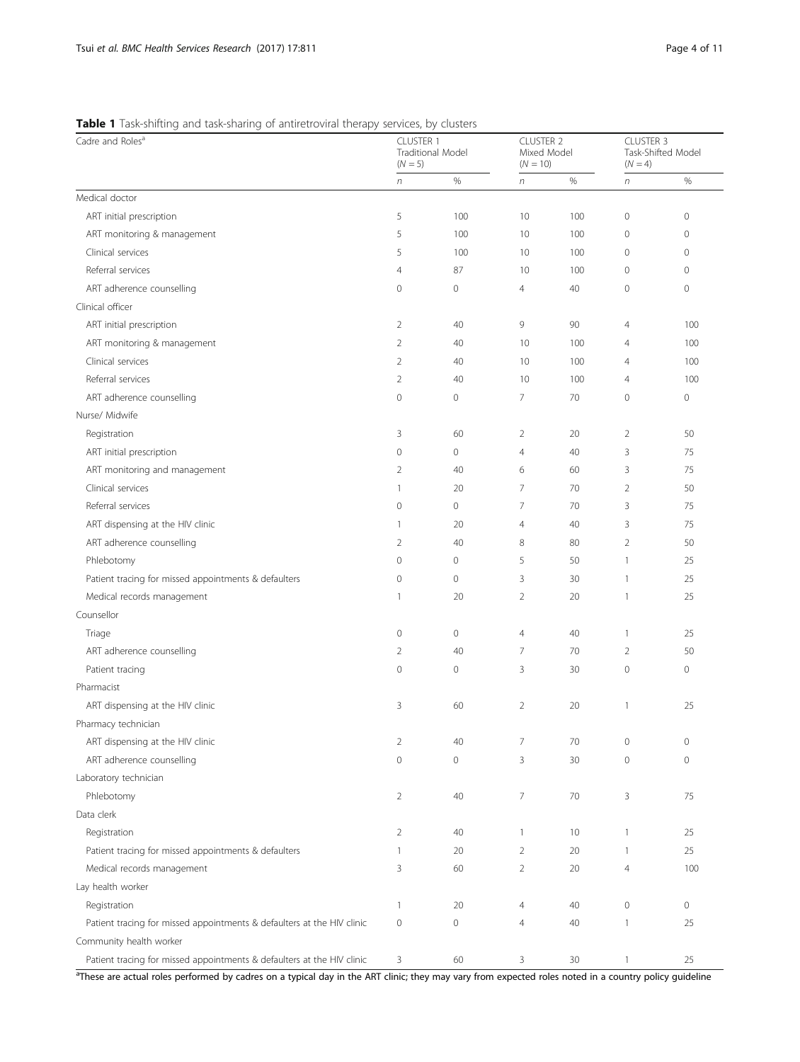**Table 1** Task-shifting and task-sharing of antiretroviral therapy services, by clusters

| Cadre and Roles[a] | CLUSTER 1 Traditional Model ($N = 5$) | | CLUSTER 2 Mixed Model ($N = 10$) | | CLUSTER 3 Task-Shifted Model ($N = 4$) | |
|---|---|---|---|---|---|---|
| | *n* | % | *n* | % | *n* | % |
| Medical doctor | | | | | | |
| ART initial prescription | 5 | 100 | 10 | 100 | 0 | 0 |
| ART monitoring & management | 5 | 100 | 10 | 100 | 0 | 0 |
| Clinical services | 5 | 100 | 10 | 100 | 0 | 0 |
| Referral services | 4 | 87 | 10 | 100 | 0 | 0 |
| ART adherence counselling | 0 | 0 | 4 | 40 | 0 | 0 |
| Clinical officer | | | | | | |
| ART initial prescription | 2 | 40 | 9 | 90 | 4 | 100 |
| ART monitoring & management | 2 | 40 | 10 | 100 | 4 | 100 |
| Clinical services | 2 | 40 | 10 | 100 | 4 | 100 |
| Referral services | 2 | 40 | 10 | 100 | 4 | 100 |
| ART adherence counselling | 0 | 0 | 7 | 70 | 0 | 0 |
| Nurse/ Midwife | | | | | | |
| Registration | 3 | 60 | 2 | 20 | 2 | 50 |
| ART initial prescription | 0 | 0 | 4 | 40 | 3 | 75 |
| ART monitoring and management | 2 | 40 | 6 | 60 | 3 | 75 |
| Clinical services | 1 | 20 | 7 | 70 | 2 | 50 |
| Referral services | 0 | 0 | 7 | 70 | 3 | 75 |
| ART dispensing at the HIV clinic | 1 | 20 | 4 | 40 | 3 | 75 |
| ART adherence counselling | 2 | 40 | 8 | 80 | 2 | 50 |
| Phlebotomy | 0 | 0 | 5 | 50 | 1 | 25 |
| Patient tracing for missed appointments & defaulters | 0 | 0 | 3 | 30 | 1 | 25 |
| Medical records management | 1 | 20 | 2 | 20 | 1 | 25 |
| Counsellor | | | | | | |
| Triage | 0 | 0 | 4 | 40 | 1 | 25 |
| ART adherence counselling | 2 | 40 | 7 | 70 | 2 | 50 |
| Patient tracing | 0 | 0 | 3 | 30 | 0 | 0 |
| Pharmacist | | | | | | |
| ART dispensing at the HIV clinic | 3 | 60 | 2 | 20 | 1 | 25 |
| Pharmacy technician | | | | | | |
| ART dispensing at the HIV clinic | 2 | 40 | 7 | 70 | 0 | 0 |
| ART adherence counselling | 0 | 0 | 3 | 30 | 0 | 0 |
| Laboratory technician | | | | | | |
| Phlebotomy | 2 | 40 | 7 | 70 | 3 | 75 |
| Data clerk | | | | | | |
| Registration | 2 | 40 | 1 | 10 | 1 | 25 |
| Patient tracing for missed appointments & defaulters | 1 | 20 | 2 | 20 | 1 | 25 |
| Medical records management | 3 | 60 | 2 | 20 | 4 | 100 |
| Lay health worker | | | | | | |
| Registration | 1 | 20 | 4 | 40 | 0 | 0 |
| Patient tracing for missed appointments & defaulters at the HIV clinic | 0 | 0 | 4 | 40 | 1 | 25 |
| Community health worker | | | | | | |
| Patient tracing for missed appointments & defaulters at the HIV clinic | 3 | 60 | 3 | 30 | 1 | 25 |

[a]These are actual roles performed by cadres on a typical day in the ART clinic; they may vary from expected roles noted in a country policy guideline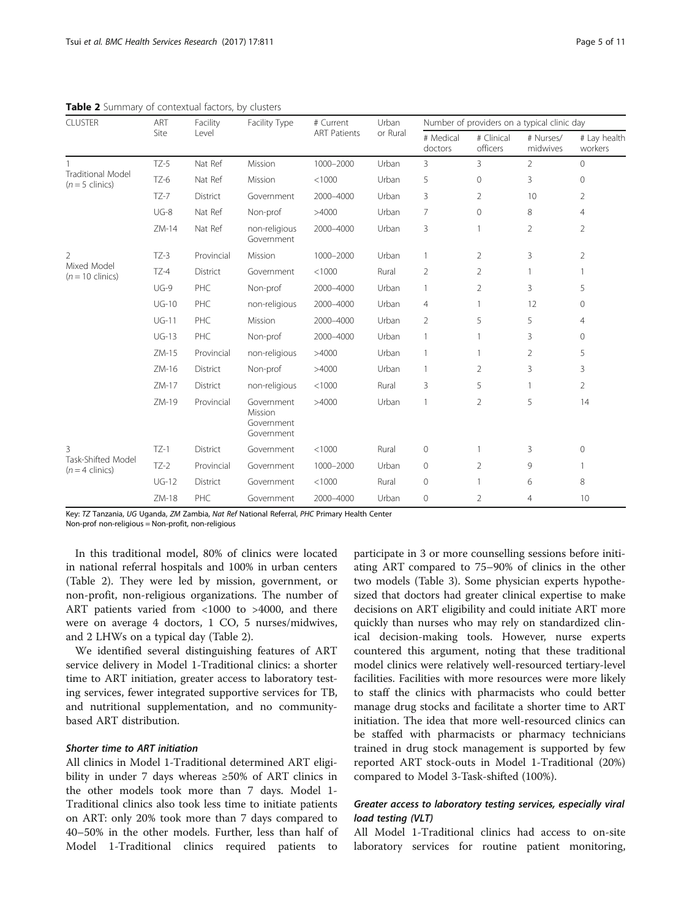**Table 2** Summary of contextual factors, by clusters

| CLUSTER | ART Site | Facility Level | Facility Type | # Current ART Patients | Urban or Rural | Number of providers on a typical clinic day | | | |
|---|---|---|---|---|---|---|---|---|---|
| | | | | | | # Medical doctors | # Clinical officers | # Nurses/ midwives | # Lay health workers |
| 1 Traditional Model (*n* = 5 clinics) | TZ-5 | Nat Ref | Mission | 1000–2000 | Urban | 3 | 3 | 2 | 0 |
| | TZ-6 | Nat Ref | Mission | <1000 | Urban | 5 | 0 | 3 | 0 |
| | TZ-7 | District | Government | 2000–4000 | Urban | 3 | 2 | 10 | 2 |
| | UG-8 | Nat Ref | Non-prof | >4000 | Urban | 7 | 0 | 8 | 4 |
| | ZM-14 | Nat Ref | non-religious Government | 2000–4000 | Urban | 3 | 1 | 2 | 2 |
| 2 Mixed Model (*n* = 10 clinics) | TZ-3 | Provincial | Mission | 1000–2000 | Urban | 1 | 2 | 3 | 2 |
| | TZ-4 | District | Government | <1000 | Rural | 2 | 2 | 1 | 1 |
| | UG-9 | PHC | Non-prof | 2000–4000 | Urban | 1 | 2 | 3 | 5 |
| | UG-10 | PHC | non-religious | 2000–4000 | Urban | 4 | 1 | 12 | 0 |
| | UG-11 | PHC | Mission | 2000–4000 | Urban | 2 | 5 | 5 | 4 |
| | UG-13 | PHC | Non-prof | 2000–4000 | Urban | 1 | 1 | 3 | 0 |
| | ZM-15 | Provincial | non-religious | >4000 | Urban | 1 | 1 | 2 | 5 |
| | ZM-16 | District | Non-prof | >4000 | Urban | 1 | 2 | 3 | 3 |
| | ZM-17 | District | non-religious | <1000 | Rural | 3 | 5 | 1 | 2 |
| | ZM-19 | Provincial | Government Mission Government Government | >4000 | Urban | 1 | 2 | 5 | 14 |
| 3 Task-Shifted Model (*n* = 4 clinics) | TZ-1 | District | Government | <1000 | Rural | 0 | 1 | 3 | 0 |
| | TZ-2 | Provincial | Government | 1000–2000 | Urban | 0 | 2 | 9 | 1 |
| | UG-12 | District | Government | <1000 | Rural | 0 | 1 | 6 | 8 |
| | ZM-18 | PHC | Government | 2000–4000 | Urban | 0 | 2 | 4 | 10 |

Key: *TZ* Tanzania, *UG* Uganda, *ZM* Zambia, *Nat Ref* National Referral, *PHC* Primary Health Center
Non-prof non-religious = Non-profit, non-religious

In this traditional model, 80% of clinics were located in national referral hospitals and 100% in urban centers (Table 2). They were led by mission, government, or non-profit, non-religious organizations. The number of ART patients varied from <1000 to >4000, and there were on average 4 doctors, 1 CO, 5 nurses/midwives, and 2 LHWs on a typical day (Table 2).

We identified several distinguishing features of ART service delivery in Model 1-Traditional clinics: a shorter time to ART initiation, greater access to laboratory testing services, fewer integrated supportive services for TB, and nutritional supplementation, and no community-based ART distribution.

#### *Shorter time to ART initiation*

All clinics in Model 1-Traditional determined ART eligibility in under 7 days whereas ≥50% of ART clinics in the other models took more than 7 days. Model 1-Traditional clinics also took less time to initiate patients on ART: only 20% took more than 7 days compared to 40–50% in the other models. Further, less than half of Model 1-Traditional clinics required patients to participate in 3 or more counselling sessions before initiating ART compared to 75–90% of clinics in the other two models (Table 3). Some physician experts hypothesized that doctors had greater clinical expertise to make decisions on ART eligibility and could initiate ART more quickly than nurses who may rely on standardized clinical decision-making tools. However, nurse experts countered this argument, noting that these traditional model clinics were relatively well-resourced tertiary-level facilities. Facilities with more resources were more likely to staff the clinics with pharmacists who could better manage drug stocks and facilitate a shorter time to ART initiation. The idea that more well-resourced clinics can be staffed with pharmacists or pharmacy technicians trained in drug stock management is supported by few reported ART stock-outs in Model 1-Traditional (20%) compared to Model 3-Task-shifted (100%).

#### *Greater access to laboratory testing services, especially viral load testing (VLT)*

All Model 1-Traditional clinics had access to on-site laboratory services for routine patient monitoring,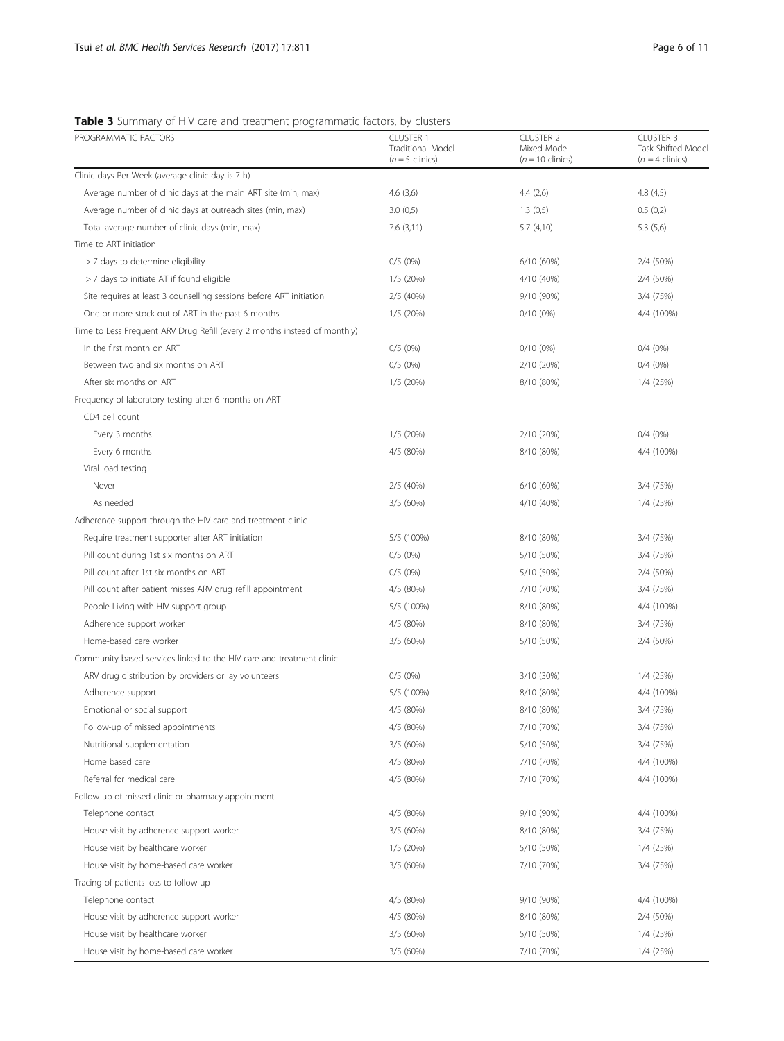**Table 3** Summary of HIV care and treatment programmatic factors, by clusters

| PROGRAMMATIC FACTORS | CLUSTER 1 Traditional Model ($n = 5$ clinics) | CLUSTER 2 Mixed Model ($n = 10$ clinics) | CLUSTER 3 Task-Shifted Model ($n = 4$ clinics) |
|---|---|---|---|
| Clinic days Per Week (average clinic day is 7 h) | | | |
| Average number of clinic days at the main ART site (min, max) | 4.6 (3,6) | 4.4 (2,6) | 4.8 (4,5) |
| Average number of clinic days at outreach sites (min, max) | 3.0 (0,5) | 1.3 (0,5) | 0.5 (0,2) |
| Total average number of clinic days (min, max) | 7.6 (3,11) | 5.7 (4,10) | 5.3 (5,6) |
| Time to ART initiation | | | |
| > 7 days to determine eligibility | 0/5 (0%) | 6/10 (60%) | 2/4 (50%) |
| > 7 days to initiate AT if found eligible | 1/5 (20%) | 4/10 (40%) | 2/4 (50%) |
| Site requires at least 3 counselling sessions before ART initiation | 2/5 (40%) | 9/10 (90%) | 3/4 (75%) |
| One or more stock out of ART in the past 6 months | 1/5 (20%) | 0/10 (0%) | 4/4 (100%) |
| Time to Less Frequent ARV Drug Refill (every 2 months instead of monthly) | | | |
| In the first month on ART | 0/5 (0%) | 0/10 (0%) | 0/4 (0%) |
| Between two and six months on ART | 0/5 (0%) | 2/10 (20%) | 0/4 (0%) |
| After six months on ART | 1/5 (20%) | 8/10 (80%) | 1/4 (25%) |
| Frequency of laboratory testing after 6 months on ART | | | |
| CD4 cell count | | | |
| Every 3 months | 1/5 (20%) | 2/10 (20%) | 0/4 (0%) |
| Every 6 months | 4/5 (80%) | 8/10 (80%) | 4/4 (100%) |
| Viral load testing | | | |
| Never | 2/5 (40%) | 6/10 (60%) | 3/4 (75%) |
| As needed | 3/5 (60%) | 4/10 (40%) | 1/4 (25%) |
| Adherence support through the HIV care and treatment clinic | | | |
| Require treatment supporter after ART initiation | 5/5 (100%) | 8/10 (80%) | 3/4 (75%) |
| Pill count during 1st six months on ART | 0/5 (0%) | 5/10 (50%) | 3/4 (75%) |
| Pill count after 1st six months on ART | 0/5 (0%) | 5/10 (50%) | 2/4 (50%) |
| Pill count after patient misses ARV drug refill appointment | 4/5 (80%) | 7/10 (70%) | 3/4 (75%) |
| People Living with HIV support group | 5/5 (100%) | 8/10 (80%) | 4/4 (100%) |
| Adherence support worker | 4/5 (80%) | 8/10 (80%) | 3/4 (75%) |
| Home-based care worker | 3/5 (60%) | 5/10 (50%) | 2/4 (50%) |
| Community-based services linked to the HIV care and treatment clinic | | | |
| ARV drug distribution by providers or lay volunteers | 0/5 (0%) | 3/10 (30%) | 1/4 (25%) |
| Adherence support | 5/5 (100%) | 8/10 (80%) | 4/4 (100%) |
| Emotional or social support | 4/5 (80%) | 8/10 (80%) | 3/4 (75%) |
| Follow-up of missed appointments | 4/5 (80%) | 7/10 (70%) | 3/4 (75%) |
| Nutritional supplementation | 3/5 (60%) | 5/10 (50%) | 3/4 (75%) |
| Home based care | 4/5 (80%) | 7/10 (70%) | 4/4 (100%) |
| Referral for medical care | 4/5 (80%) | 7/10 (70%) | 4/4 (100%) |
| Follow-up of missed clinic or pharmacy appointment | | | |
| Telephone contact | 4/5 (80%) | 9/10 (90%) | 4/4 (100%) |
| House visit by adherence support worker | 3/5 (60%) | 8/10 (80%) | 3/4 (75%) |
| House visit by healthcare worker | 1/5 (20%) | 5/10 (50%) | 1/4 (25%) |
| House visit by home-based care worker | 3/5 (60%) | 7/10 (70%) | 3/4 (75%) |
| Tracing of patients loss to follow-up | | | |
| Telephone contact | 4/5 (80%) | 9/10 (90%) | 4/4 (100%) |
| House visit by adherence support worker | 4/5 (80%) | 8/10 (80%) | 2/4 (50%) |
| House visit by healthcare worker | 3/5 (60%) | 5/10 (50%) | 1/4 (25%) |
| House visit by home-based care worker | 3/5 (60%) | 7/10 (70%) | 1/4 (25%) |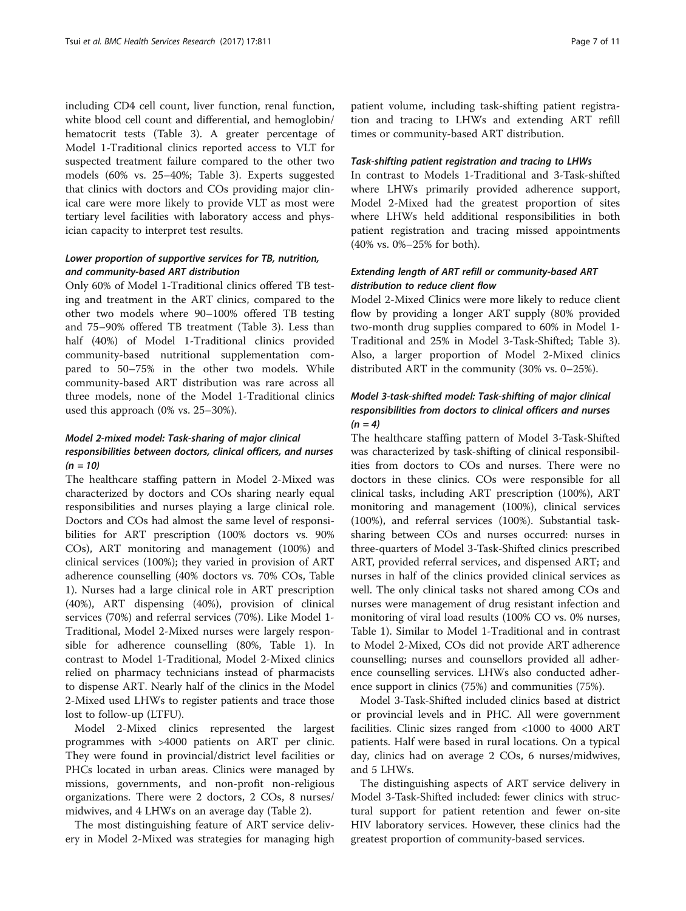including CD4 cell count, liver function, renal function, white blood cell count and differential, and hemoglobin/hematocrit tests (Table 3). A greater percentage of Model 1-Traditional clinics reported access to VLT for suspected treatment failure compared to the other two models (60% vs. 25–40%; Table 3). Experts suggested that clinics with doctors and COs providing major clinical care were more likely to provide VLT as most were tertiary level facilities with laboratory access and physician capacity to interpret test results.

#### *Lower proportion of supportive services for TB, nutrition, and community-based ART distribution*

Only 60% of Model 1-Traditional clinics offered TB testing and treatment in the ART clinics, compared to the other two models where 90–100% offered TB testing and 75–90% offered TB treatment (Table 3). Less than half (40%) of Model 1-Traditional clinics provided community-based nutritional supplementation compared to 50–75% in the other two models. While community-based ART distribution was rare across all three models, none of the Model 1-Traditional clinics used this approach (0% vs. 25–30%).

### *Model 2-mixed model: Task-sharing of major clinical responsibilities between doctors, clinical officers, and nurses (n = 10)*

The healthcare staffing pattern in Model 2-Mixed was characterized by doctors and COs sharing nearly equal responsibilities and nurses playing a large clinical role. Doctors and COs had almost the same level of responsibilities for ART prescription (100% doctors vs. 90% COs), ART monitoring and management (100%) and clinical services (100%); they varied in provision of ART adherence counselling (40% doctors vs. 70% COs, Table 1). Nurses had a large clinical role in ART prescription (40%), ART dispensing (40%), provision of clinical services (70%) and referral services (70%). Like Model 1-Traditional, Model 2-Mixed nurses were largely responsible for adherence counselling (80%, Table 1). In contrast to Model 1-Traditional, Model 2-Mixed clinics relied on pharmacy technicians instead of pharmacists to dispense ART. Nearly half of the clinics in the Model 2-Mixed used LHWs to register patients and trace those lost to follow-up (LTFU).

Model 2-Mixed clinics represented the largest programmes with >4000 patients on ART per clinic. They were found in provincial/district level facilities or PHCs located in urban areas. Clinics were managed by missions, governments, and non-profit non-religious organizations. There were 2 doctors, 2 COs, 8 nurses/midwives, and 4 LHWs on an average day (Table 2).

The most distinguishing feature of ART service delivery in Model 2-Mixed was strategies for managing high patient volume, including task-shifting patient registration and tracing to LHWs and extending ART refill times or community-based ART distribution.

#### *Task-shifting patient registration and tracing to LHWs*

In contrast to Models 1-Traditional and 3-Task-shifted where LHWs primarily provided adherence support, Model 2-Mixed had the greatest proportion of sites where LHWs held additional responsibilities in both patient registration and tracing missed appointments (40% vs. 0%–25% for both).

#### *Extending length of ART refill or community-based ART distribution to reduce client flow*

Model 2-Mixed Clinics were more likely to reduce client flow by providing a longer ART supply (80% provided two-month drug supplies compared to 60% in Model 1-Traditional and 25% in Model 3-Task-Shifted; Table 3). Also, a larger proportion of Model 2-Mixed clinics distributed ART in the community (30% vs. 0–25%).

### *Model 3-task-shifted model: Task-shifting of major clinical responsibilities from doctors to clinical officers and nurses (n = 4)*

The healthcare staffing pattern of Model 3-Task-Shifted was characterized by task-shifting of clinical responsibilities from doctors to COs and nurses. There were no doctors in these clinics. COs were responsible for all clinical tasks, including ART prescription (100%), ART monitoring and management (100%), clinical services (100%), and referral services (100%). Substantial task-sharing between COs and nurses occurred: nurses in three-quarters of Model 3-Task-Shifted clinics prescribed ART, provided referral services, and dispensed ART; and nurses in half of the clinics provided clinical services as well. The only clinical tasks not shared among COs and nurses were management of drug resistant infection and monitoring of viral load results (100% CO vs. 0% nurses, Table 1). Similar to Model 1-Traditional and in contrast to Model 2-Mixed, COs did not provide ART adherence counselling; nurses and counsellors provided all adherence counselling services. LHWs also conducted adherence support in clinics (75%) and communities (75%).

Model 3-Task-Shifted included clinics based at district or provincial levels and in PHC. All were government facilities. Clinic sizes ranged from <1000 to 4000 ART patients. Half were based in rural locations. On a typical day, clinics had on average 2 COs, 6 nurses/midwives, and 5 LHWs.

The distinguishing aspects of ART service delivery in Model 3-Task-Shifted included: fewer clinics with structural support for patient retention and fewer on-site HIV laboratory services. However, these clinics had the greatest proportion of community-based services.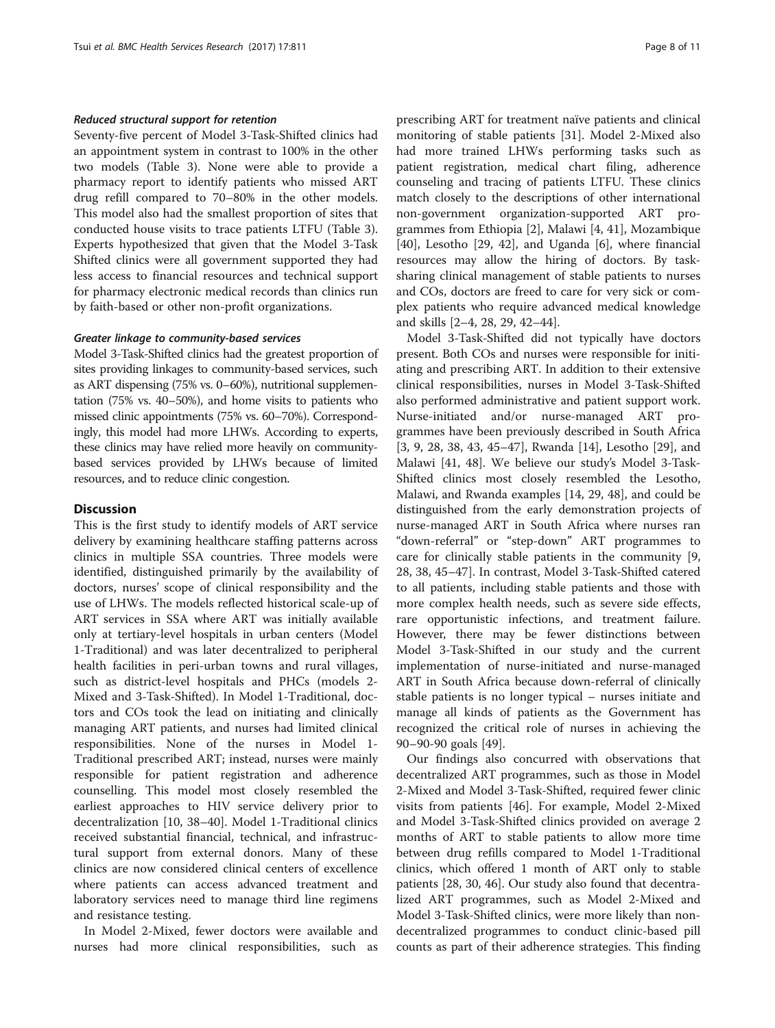#### *Reduced structural support for retention*

Seventy-five percent of Model 3-Task-Shifted clinics had an appointment system in contrast to 100% in the other two models (Table 3). None were able to provide a pharmacy report to identify patients who missed ART drug refill compared to 70–80% in the other models. This model also had the smallest proportion of sites that conducted house visits to trace patients LTFU (Table 3). Experts hypothesized that given that the Model 3-Task Shifted clinics were all government supported they had less access to financial resources and technical support for pharmacy electronic medical records than clinics run by faith-based or other non-profit organizations.

#### *Greater linkage to community-based services*

Model 3-Task-Shifted clinics had the greatest proportion of sites providing linkages to community-based services, such as ART dispensing (75% vs. 0–60%), nutritional supplementation (75% vs. 40–50%), and home visits to patients who missed clinic appointments (75% vs. 60–70%). Correspondingly, this model had more LHWs. According to experts, these clinics may have relied more heavily on community-based services provided by LHWs because of limited resources, and to reduce clinic congestion.

## Discussion

This is the first study to identify models of ART service delivery by examining healthcare staffing patterns across clinics in multiple SSA countries. Three models were identified, distinguished primarily by the availability of doctors, nurses' scope of clinical responsibility and the use of LHWs. The models reflected historical scale-up of ART services in SSA where ART was initially available only at tertiary-level hospitals in urban centers (Model 1-Traditional) and was later decentralized to peripheral health facilities in peri-urban towns and rural villages, such as district-level hospitals and PHCs (models 2-Mixed and 3-Task-Shifted). In Model 1-Traditional, doctors and COs took the lead on initiating and clinically managing ART patients, and nurses had limited clinical responsibilities. None of the nurses in Model 1-Traditional prescribed ART; instead, nurses were mainly responsible for patient registration and adherence counselling. This model most closely resembled the earliest approaches to HIV service delivery prior to decentralization [10, 38–40]. Model 1-Traditional clinics received substantial financial, technical, and infrastructural support from external donors. Many of these clinics are now considered clinical centers of excellence where patients can access advanced treatment and laboratory services need to manage third line regimens and resistance testing.

In Model 2-Mixed, fewer doctors were available and nurses had more clinical responsibilities, such as prescribing ART for treatment naïve patients and clinical monitoring of stable patients [31]. Model 2-Mixed also had more trained LHWs performing tasks such as patient registration, medical chart filing, adherence counseling and tracing of patients LTFU. These clinics match closely to the descriptions of other international non-government organization-supported ART programmes from Ethiopia [2], Malawi [4, 41], Mozambique [40], Lesotho [29, 42], and Uganda [6], where financial resources may allow the hiring of doctors. By task-sharing clinical management of stable patients to nurses and COs, doctors are freed to care for very sick or complex patients who require advanced medical knowledge and skills [2–4, 28, 29, 42–44].

Model 3-Task-Shifted did not typically have doctors present. Both COs and nurses were responsible for initiating and prescribing ART. In addition to their extensive clinical responsibilities, nurses in Model 3-Task-Shifted also performed administrative and patient support work. Nurse-initiated and/or nurse-managed ART programmes have been previously described in South Africa [3, 9, 28, 38, 43, 45–47], Rwanda [14], Lesotho [29], and Malawi [41, 48]. We believe our study's Model 3-Task-Shifted clinics most closely resembled the Lesotho, Malawi, and Rwanda examples [14, 29, 48], and could be distinguished from the early demonstration projects of nurse-managed ART in South Africa where nurses ran "down-referral" or "step-down" ART programmes to care for clinically stable patients in the community [9, 28, 38, 45–47]. In contrast, Model 3-Task-Shifted catered to all patients, including stable patients and those with more complex health needs, such as severe side effects, rare opportunistic infections, and treatment failure. However, there may be fewer distinctions between Model 3-Task-Shifted in our study and the current implementation of nurse-initiated and nurse-managed ART in South Africa because down-referral of clinically stable patients is no longer typical – nurses initiate and manage all kinds of patients as the Government has recognized the critical role of nurses in achieving the 90–90-90 goals [49].

Our findings also concurred with observations that decentralized ART programmes, such as those in Model 2-Mixed and Model 3-Task-Shifted, required fewer clinic visits from patients [46]. For example, Model 2-Mixed and Model 3-Task-Shifted clinics provided on average 2 months of ART to stable patients to allow more time between drug refills compared to Model 1-Traditional clinics, which offered 1 month of ART only to stable patients [28, 30, 46]. Our study also found that decentralized ART programmes, such as Model 2-Mixed and Model 3-Task-Shifted clinics, were more likely than non-decentralized programmes to conduct clinic-based pill counts as part of their adherence strategies. This finding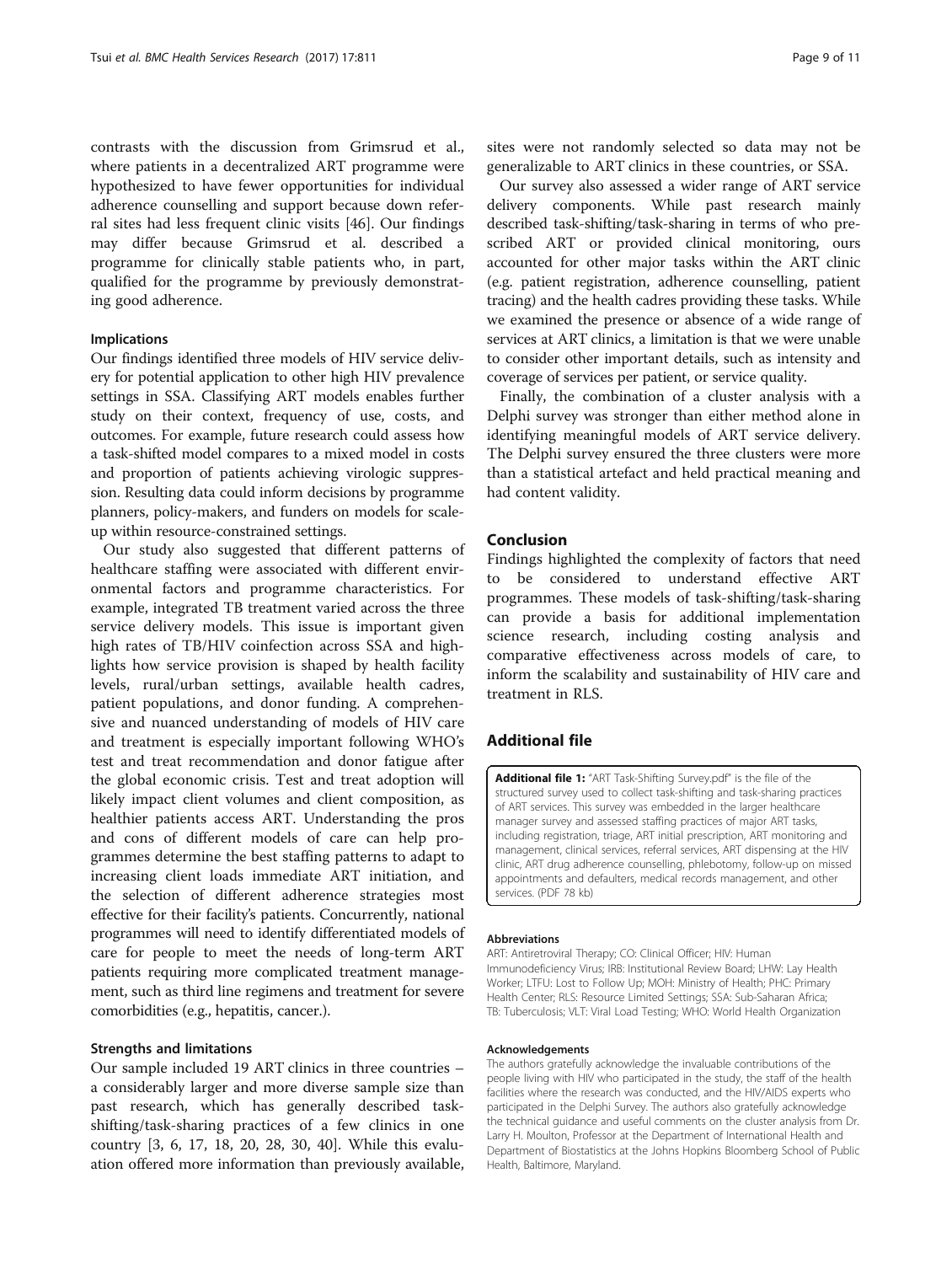contrasts with the discussion from Grimsrud et al., where patients in a decentralized ART programme were hypothesized to have fewer opportunities for individual adherence counselling and support because down referral sites had less frequent clinic visits [46]. Our findings may differ because Grimsrud et al. described a programme for clinically stable patients who, in part, qualified for the programme by previously demonstrating good adherence.

### Implications

Our findings identified three models of HIV service delivery for potential application to other high HIV prevalence settings in SSA. Classifying ART models enables further study on their context, frequency of use, costs, and outcomes. For example, future research could assess how a task-shifted model compares to a mixed model in costs and proportion of patients achieving virologic suppression. Resulting data could inform decisions by programme planners, policy-makers, and funders on models for scale-up within resource-constrained settings.

Our study also suggested that different patterns of healthcare staffing were associated with different environmental factors and programme characteristics. For example, integrated TB treatment varied across the three service delivery models. This issue is important given high rates of TB/HIV coinfection across SSA and highlights how service provision is shaped by health facility levels, rural/urban settings, available health cadres, patient populations, and donor funding. A comprehensive and nuanced understanding of models of HIV care and treatment is especially important following WHO's test and treat recommendation and donor fatigue after the global economic crisis. Test and treat adoption will likely impact client volumes and client composition, as healthier patients access ART. Understanding the pros and cons of different models of care can help programmes determine the best staffing patterns to adapt to increasing client loads immediate ART initiation, and the selection of different adherence strategies most effective for their facility's patients. Concurrently, national programmes will need to identify differentiated models of care for people to meet the needs of long-term ART patients requiring more complicated treatment management, such as third line regimens and treatment for severe comorbidities (e.g., hepatitis, cancer.).

### Strengths and limitations

Our sample included 19 ART clinics in three countries – a considerably larger and more diverse sample size than past research, which has generally described task-shifting/task-sharing practices of a few clinics in one country [3, 6, 17, 18, 20, 28, 30, 40]. While this evaluation offered more information than previously available, sites were not randomly selected so data may not be generalizable to ART clinics in these countries, or SSA.

Our survey also assessed a wider range of ART service delivery components. While past research mainly described task-shifting/task-sharing in terms of who prescribed ART or provided clinical monitoring, ours accounted for other major tasks within the ART clinic (e.g. patient registration, adherence counselling, patient tracing) and the health cadres providing these tasks. While we examined the presence or absence of a wide range of services at ART clinics, a limitation is that we were unable to consider other important details, such as intensity and coverage of services per patient, or service quality.

Finally, the combination of a cluster analysis with a Delphi survey was stronger than either method alone in identifying meaningful models of ART service delivery. The Delphi survey ensured the three clusters were more than a statistical artefact and held practical meaning and had content validity.

## Conclusion

Findings highlighted the complexity of factors that need to be considered to understand effective ART programmes. These models of task-shifting/task-sharing can provide a basis for additional implementation science research, including costing analysis and comparative effectiveness across models of care, to inform the scalability and sustainability of HIV care and treatment in RLS.

## Additional file

**Additional file 1:** "ART Task-Shifting Survey.pdf" is the file of the structured survey used to collect task-shifting and task-sharing practices of ART services. This survey was embedded in the larger healthcare manager survey and assessed staffing practices of major ART tasks, including registration, triage, ART initial prescription, ART monitoring and management, clinical services, referral services, ART dispensing at the HIV clinic, ART drug adherence counselling, phlebotomy, follow-up on missed appointments and defaulters, medical records management, and other services. (PDF 78 kb)

#### Abbreviations

ART: Antiretroviral Therapy; CO: Clinical Officer; HIV: Human Immunodeficiency Virus; IRB: Institutional Review Board; LHW: Lay Health Worker; LTFU: Lost to Follow Up; MOH: Ministry of Health; PHC: Primary Health Center; RLS: Resource Limited Settings; SSA: Sub-Saharan Africa; TB: Tuberculosis; VLT: Viral Load Testing; WHO: World Health Organization

#### Acknowledgements

The authors gratefully acknowledge the invaluable contributions of the people living with HIV who participated in the study, the staff of the health facilities where the research was conducted, and the HIV/AIDS experts who participated in the Delphi Survey. The authors also gratefully acknowledge the technical guidance and useful comments on the cluster analysis from Dr. Larry H. Moulton, Professor at the Department of International Health and Department of Biostatistics at the Johns Hopkins Bloomberg School of Public Health, Baltimore, Maryland.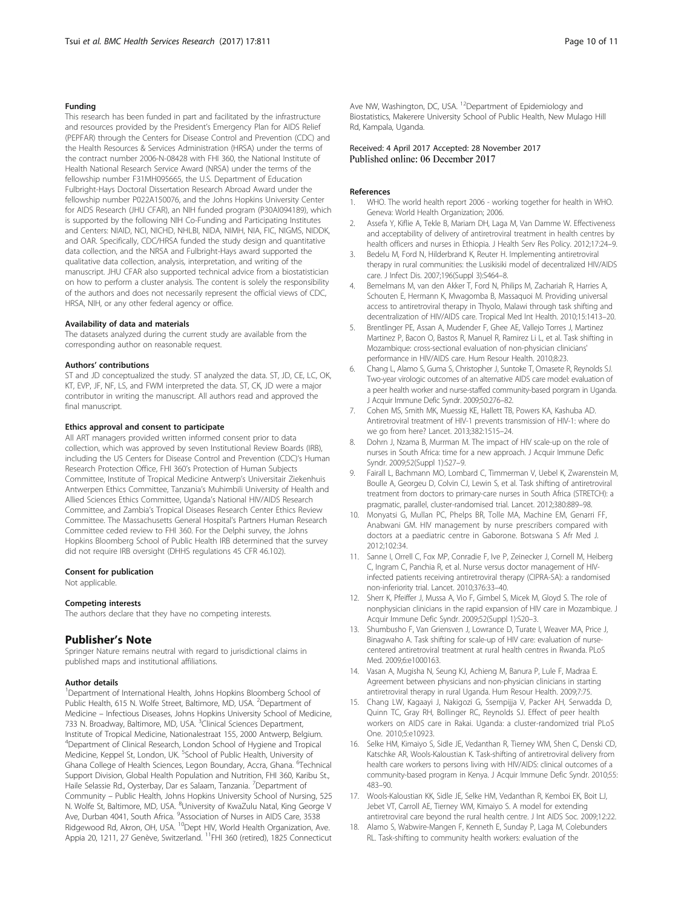### Funding

This research has been funded in part and facilitated by the infrastructure and resources provided by the President's Emergency Plan for AIDS Relief (PEPFAR) through the Centers for Disease Control and Prevention (CDC) and the Health Resources & Services Administration (HRSA) under the terms of the contract number 2006-N-08428 with FHI 360, the National Institute of Health National Research Service Award (NRSA) under the terms of the fellowship number F31MH095665, the U.S. Department of Education Fulbright-Hays Doctoral Dissertation Research Abroad Award under the fellowship number P022A150076, and the Johns Hopkins University Center for AIDS Research (JHU CFAR), an NIH funded program (P30AI094189), which is supported by the following NIH Co-Funding and Participating Institutes and Centers: NIAID, NCI, NICHD, NHLBI, NIDA, NIMH, NIA, FIC, NIGMS, NIDDK, and OAR. Specifically, CDC/HRSA funded the study design and quantitative data collection, and the NRSA and Fulbright-Hays award supported the qualitative data collection, analysis, interpretation, and writing of the manuscript. JHU CFAR also supported technical advice from a biostatistician on how to perform a cluster analysis. The content is solely the responsibility of the authors and does not necessarily represent the official views of CDC, HRSA, NIH, or any other federal agency or office.

### Availability of data and materials

The datasets analyzed during the current study are available from the corresponding author on reasonable request.

### Authors' contributions

ST and JD conceptualized the study. ST analyzed the data. ST, JD, CE, LC, OK, KT, EVP, JF, NF, LS, and FWM interpreted the data. ST, CK, JD were a major contributor in writing the manuscript. All authors read and approved the final manuscript.

### Ethics approval and consent to participate

All ART managers provided written informed consent prior to data collection, which was approved by seven Institutional Review Boards (IRB), including the US Centers for Disease Control and Prevention (CDC)'s Human Research Protection Office, FHI 360's Protection of Human Subjects Committee, Institute of Tropical Medicine Antwerp's Universitair Ziekenhuis Antwerpen Ethics Committee, Tanzania's Muhimbili University of Health and Allied Sciences Ethics Committee, Uganda's National HIV/AIDS Research Committee, and Zambia's Tropical Diseases Research Center Ethics Review Committee. The Massachusetts General Hospital's Partners Human Research Committee ceded review to FHI 360. For the Delphi survey, the Johns Hopkins Bloomberg School of Public Health IRB determined that the survey did not require IRB oversight (DHHS regulations 45 CFR 46.102).

### Consent for publication

Not applicable.

### Competing interests

The authors declare that they have no competing interests.

## Publisher's Note

Springer Nature remains neutral with regard to jurisdictional claims in published maps and institutional affiliations.

### Author details

[1]Department of International Health, Johns Hopkins Bloomberg School of Public Health, 615 N. Wolfe Street, Baltimore, MD, USA. [2]Department of Medicine – Infectious Diseases, Johns Hopkins University School of Medicine, 733 N. Broadway, Baltimore, MD, USA. [3]Clinical Sciences Department, Institute of Tropical Medicine, Nationalestraat 155, 2000 Antwerp, Belgium. [4]Department of Clinical Research, London School of Hygiene and Tropical Medicine, Keppel St, London, UK. [5]School of Public Health, University of Ghana College of Health Sciences, Legon Boundary, Accra, Ghana. [6]Technical Support Division, Global Health Population and Nutrition, FHI 360, Karibu St., Haile Selassie Rd., Oysterbay, Dar es Salaam, Tanzania. [7]Department of Community – Public Health, Johns Hopkins University School of Nursing, 525 N. Wolfe St, Baltimore, MD, USA. [8]University of KwaZulu Natal, King George V Ave, Durban 4041, South Africa. [9]Association of Nurses in AIDS Care, 3538 Ridgewood Rd, Akron, OH, USA. [10]Dept HIV, World Health Organization, Ave. Appia 20, 1211, 27 Genève, Switzerland. [11]FHI 360 (retired), 1825 Connecticut Ave NW, Washington, DC, USA. [12]Department of Epidemiology and Biostatistics, Makerere University School of Public Health, New Mulago Hill Rd, Kampala, Uganda.

Received: 4 April 2017 Accepted: 28 November 2017
Published online: 06 December 2017

### References

1. WHO. The world health report 2006 - working together for health in WHO. Geneva: World Health Organization; 2006.
2. Assefa Y, Kiflie A, Tekle B, Mariam DH, Laga M, Van Damme W. Effectiveness and acceptability of delivery of antiretroviral treatment in health centres by health officers and nurses in Ethiopia. J Health Serv Res Policy. 2012;17:24–9.
3. Bedelu M, Ford N, Hilderbrand K, Reuter H. Implementing antiretroviral therapy in rural communities: the Lusikisiki model of decentralized HIV/AIDS care. J Infect Dis. 2007;196(Suppl 3):S464–8.
4. Bemelmans M, van den Akker T, Ford N, Philips M, Zachariah R, Harries A, Schouten E, Hermann K, Mwagomba B, Massaquoi M. Providing universal access to antiretroviral therapy in Thyolo, Malawi through task shifting and decentralization of HIV/AIDS care. Tropical Med Int Health. 2010;15:1413–20.
5. Brentlinger PE, Assan A, Mudender F, Ghee AE, Vallejo Torres J, Martinez Martinez P, Bacon O, Bastos R, Manuel R, Ramirez Li L, et al. Task shifting in Mozambique: cross-sectional evaluation of non-physician clinicians' performance in HIV/AIDS care. Hum Resour Health. 2010;8:23.
6. Chang L, Alamo S, Guma S, Christopher J, Suntoke T, Omasete R, Reynolds SJ. Two-year virologic outcomes of an alternative AIDS care model: evaluation of a peer health worker and nurse-staffed community-based porgram in Uganda. J Acquir Immune Defic Syndr. 2009;50:276–82.
7. Cohen MS, Smith MK, Muessig KE, Hallett TB, Powers KA, Kashuba AD. Antiretroviral treatment of HIV-1 prevents transmission of HIV-1: where do we go from here? Lancet. 2013;382:1515–24.
8. Dohrn J, Nzama B, Murrman M. The impact of HIV scale-up on the role of nurses in South Africa: time for a new approach. J Acquir Immune Defic Syndr. 2009;52(Suppl 1):S27–9.
9. Fairall L, Bachmann MO, Lombard C, Timmerman V, Uebel K, Zwarenstein M, Boulle A, Georgeu D, Colvin CJ, Lewin S, et al. Task shifting of antiretroviral treatment from doctors to primary-care nurses in South Africa (STRETCH): a pragmatic, parallel, cluster-randomised trial. Lancet. 2012;380:889–98.
10. Monyatsi G, Mullan PC, Phelps BR, Tolle MA, Machine EM, Genarri FF, Anabwani GM. HIV management by nurse prescribers compared with doctors at a paediatric centre in Gaborone. Botswana S Afr Med J. 2012;102:34.
11. Sanne I, Orrell C, Fox MP, Conradie F, Ive P, Zeinecker J, Cornell M, Heiberg C, Ingram C, Panchia R, et al. Nurse versus doctor management of HIV-infected patients receiving antiretroviral therapy (CIPRA-SA): a randomised non-inferiority trial. Lancet. 2010;376:33–40.
12. Sherr K, Pfeiffer J, Mussa A, Vio F, Gimbel S, Micek M, Gloyd S. The role of nonphysician clinicians in the rapid expansion of HIV care in Mozambique. J Acquir Immune Defic Syndr. 2009;52(Suppl 1):S20–3.
13. Shumbusho F, Van Griensven J, Lowrance D, Turate I, Weaver MA, Price J, Binagwaho A. Task shifting for scale-up of HIV care: evaluation of nurse-centered antiretroviral treatment at rural health centres in Rwanda. PLoS Med. 2009;6:e1000163.
14. Vasan A, Mugisha N, Seung KJ, Achieng M, Banura P, Lule F, Madraa E. Agreement between physicians and non-physician clinicians in starting antiretroviral therapy in rural Uganda. Hum Resour Health. 2009;7:75.
15. Chang LW, Kagaayi J, Nakigozi G, Ssempijja V, Packer AH, Serwadda D, Quinn TC, Gray RH, Bollinger RC, Reynolds SJ. Effect of peer health workers on AIDS care in Rakai. Uganda: a cluster-randomized trial PLoS One. 2010;5:e10923.
16. Selke HM, Kimaiyo S, Sidle JE, Vedanthan R, Tierney WM, Shen C, Denski CD, Katschke AR, Wools-Kaloustian K. Task-shifting of antiretroviral delivery from health care workers to persons living with HIV/AIDS: clinical outcomes of a community-based program in Kenya. J Acquir Immune Defic Syndr. 2010;55: 483–90.
17. Wools-Kaloustian KK, Sidle JE, Selke HM, Vedanthan R, Kemboi EK, Boit LJ, Jebet VT, Carroll AE, Tierney WM, Kimaiyo S. A model for extending antiretroviral care beyond the rural health centre. J Int AIDS Soc. 2009;12:22.
18. Alamo S, Wabwire-Mangen F, Kenneth E, Sunday P, Laga M, Colebunders RL. Task-shifting to community health workers: evaluation of the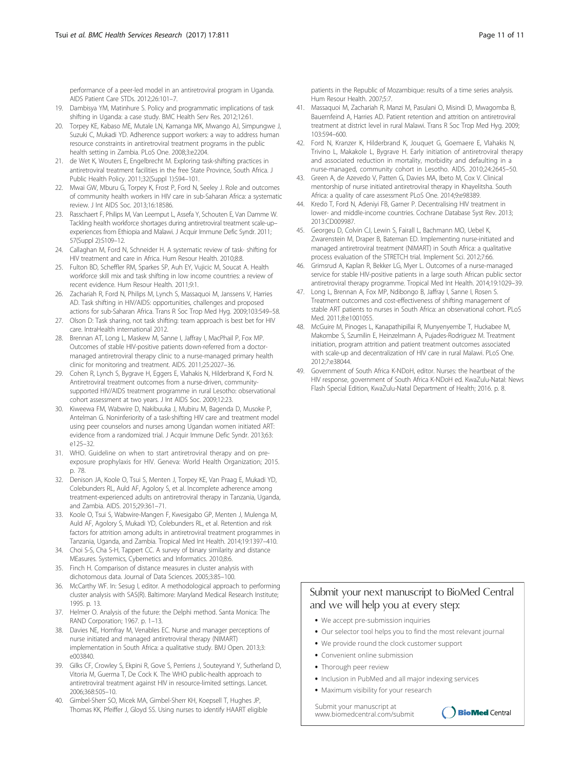performance of a peer-led model in an antiretroviral program in Uganda. AIDS Patient Care STDs. 2012;26:101–7.

19. Dambisya YM, Matinhure S. Policy and programmatic implications of task shifting in Uganda: a case study. BMC Health Serv Res. 2012;12:61.
20. Torpey KE, Kabaso ME, Mutale LN, Kamanga MK, Mwango AJ, Simpungwe J, Suzuki C, Mukadi YD. Adherence support workers: a way to address human resource constraints in antiretroviral treatment programs in the public health setting in Zambia. PLoS One. 2008;3:e2204.
21. de Wet K, Wouters E, Engelbrecht M. Exploring task-shifting practices in antiretroviral treatment facilities in the free State Province, South Africa. J Public Health Policy. 2011;32(Suppl 1):S94–101.
22. Mwai GW, Mburu G, Torpey K, Frost P, Ford N, Seeley J. Role and outcomes of community health workers in HIV care in sub-Saharan Africa: a systematic review. J Int AIDS Soc. 2013;16:18586.
23. Rasschaert F, Philips M, Van Leemput L, Assefa Y, Schouten E, Van Damme W. Tackling health workforce shortages during antiretroviral treatment scale-up–experiences from Ethiopia and Malawi. J Acquir Immune Defic Syndr. 2011; 57(Suppl 2):S109–12.
24. Callaghan M, Ford N, Schneider H. A systematic review of task- shifting for HIV treatment and care in Africa. Hum Resour Health. 2010;8:8.
25. Fulton BD, Scheffler RM, Sparkes SP, Auh EY, Vujicic M, Soucat A. Health workforce skill mix and task shifting in low income countries: a review of recent evidence. Hum Resour Health. 2011;9:1.
26. Zachariah R, Ford N, Philips M, Lynch S, Massaquoi M, Janssens V, Harries AD. Task shifting in HIV/AIDS: opportunities, challenges and proposed actions for sub-Saharan Africa. Trans R Soc Trop Med Hyg. 2009;103:549–58.
27. Olson D: Task sharing, not task shifting: team approach is best bet for HIV care. IntraHealth international 2012.
28. Brennan AT, Long L, Maskew M, Sanne I, Jaffray I, MacPhail P, Fox MP. Outcomes of stable HIV-positive patients down-referred from a doctor-managed antiretroviral therapy clinic to a nurse-managed primary health clinic for monitoring and treatment. AIDS. 2011;25:2027–36.
29. Cohen R, Lynch S, Bygrave H, Eggers E, Vlahakis N, Hilderbrand K, Ford N. Antiretroviral treatment outcomes from a nurse-driven, community-supported HIV/AIDS treatment programme in rural Lesotho: observational cohort assessment at two years. J Int AIDS Soc. 2009;12:23.
30. Kiweewa FM, Wabwire D, Nakibuuka J, Mubiru M, Bagenda D, Musoke P, Antelman G. Noninferiority of a task-shifting HIV care and treatment model using peer counselors and nurses among Ugandan women initiated ART: evidence from a randomized trial. J Acquir Immune Defic Syndr. 2013;63: e125–32.
31. WHO. Guideline on when to start antiretroviral therapy and on pre-exposure prophylaxis for HIV. Geneva: World Health Organization; 2015. p. 78.
32. Denison JA, Koole O, Tsui S, Menten J, Torpey KE, Van Praag E, Mukadi YD, Colebunders RL, Auld AF, Agolory S, et al. Incomplete adherence among treatment-experienced adults on antiretroviral therapy in Tanzania, Uganda, and Zambia. AIDS. 2015;29:361–71.
33. Koole O, Tsui S, Wabwire-Mangen F, Kwesigabo GP, Menten J, Mulenga M, Auld AF, Agolory S, Mukadi YD, Colebunders RL, et al. Retention and risk factors for attrition among adults in antiretroviral treatment programmes in Tanzania, Uganda, and Zambia. Tropical Med Int Health. 2014;19:1397–410.
34. Choi S-S, Cha S-H, Tappert CC. A survey of binary similarity and distance MEasures. Systemics, Cybernetics and Informatics. 2010;8:6.
35. Finch H. Comparison of distance measures in cluster analysis with dichotomous data. Journal of Data Sciences. 2005;3:85–100.
36. McCarthy WF. In: Sesug I, editor. A methodological approach to performing cluster analysis with SAS(R). Baltimore: Maryland Medical Research Institute; 1995. p. 13.
37. Helmer O. Analysis of the future: the Delphi method. Santa Monica: The RAND Corporation; 1967. p. 1–13.
38. Davies NE, Homfray M, Venables EC. Nurse and manager perceptions of nurse initiated and managed antiretroviral therapy (NIMART) implementation in South Africa: a qualitative study. BMJ Open. 2013;3: e003840.
39. Gilks CF, Crowley S, Ekpini R, Gove S, Perriens J, Souteyrand Y, Sutherland D, Vitoria M, Guerma T, De Cock K. The WHO public-health approach to antiretroviral treatment against HIV in resource-limited settings. Lancet. 2006;368:505–10.
40. Gimbel-Sherr SO, Micek MA, Gimbel-Sherr KH, Koepsell T, Hughes JP, Thomas KK, Pfeiffer J, Gloyd SS. Using nurses to identify HAART eligible patients in the Republic of Mozambique: results of a time series analysis. Hum Resour Health. 2007;5:7.
41. Massaquoi M, Zachariah R, Manzi M, Pasulani O, Misindi D, Mwagomba B, Bauernfeind A, Harries AD. Patient retention and attrition on antiretroviral treatment at district level in rural Malawi. Trans R Soc Trop Med Hyg. 2009; 103:594–600.
42. Ford N, Kranzer K, Hilderbrand K, Jouquet G, Goemaere E, Vlahakis N, Trivino L, Makakole L, Bygrave H. Early initiation of antiretroviral therapy and associated reduction in mortality, morbidity and defaulting in a nurse-managed, community cohort in Lesotho. AIDS. 2010;24:2645–50.
43. Green A, de Azevedo V, Patten G, Davies MA, Ibeto M, Cox V. Clinical mentorship of nurse initiated antiretroviral therapy in Khayelitsha. South Africa: a quality of care assessment PLoS One. 2014;9:e98389.
44. Kredo T, Ford N, Adeniyi FB, Garner P. Decentralising HIV treatment in lower- and middle-income countries. Cochrane Database Syst Rev. 2013; 2013:CD009987.
45. Georgeu D, Colvin CJ, Lewin S, Fairall L, Bachmann MO, Uebel K, Zwarenstein M, Draper B, Bateman ED. Implementing nurse-initiated and managed antiretroviral treatment (NIMART) in South Africa: a qualitative process evaluation of the STRETCH trial. Implement Sci. 2012;7:66.
46. Grimsrud A, Kaplan R, Bekker LG, Myer L. Outcomes of a nurse-managed service for stable HIV-positive patients in a large south African public sector antiretroviral therapy programme. Tropical Med Int Health. 2014;19:1029–39.
47. Long L, Brennan A, Fox MP, Ndibongo B, Jaffray I, Sanne I, Rosen S. Treatment outcomes and cost-effectiveness of shifting management of stable ART patients to nurses in South Africa: an observational cohort. PLoS Med. 2011;8:e1001055.
48. McGuire M, Pinoges L, Kanapathipillai R, Munyenyembe T, Huckabee M, Makombe S, Szumilin E, Heinzelmann A, Pujades-Rodriguez M. Treatment initiation, program attrition and patient treatment outcomes associated with scale-up and decentralization of HIV care in rural Malawi. PLoS One. 2012;7:e38044.
49. Government of South Africa K-NDoH, editor. Nurses: the heartbeat of the HIV response, government of South Africa K-NDoH ed. KwaZulu-Natal: News Flash Special Edition, KwaZulu-Natal Department of Health; 2016. p. 8.

Submit your next manuscript to BioMed Central and we will help you at every step:

- We accept pre-submission inquiries
- Our selector tool helps you to find the most relevant journal
- We provide round the clock customer support
- Convenient online submission
- Thorough peer review
- Inclusion in PubMed and all major indexing services
- Maximum visibility for your research

Submit your manuscript at www.biomedcentral.com/submit

BioMed Central